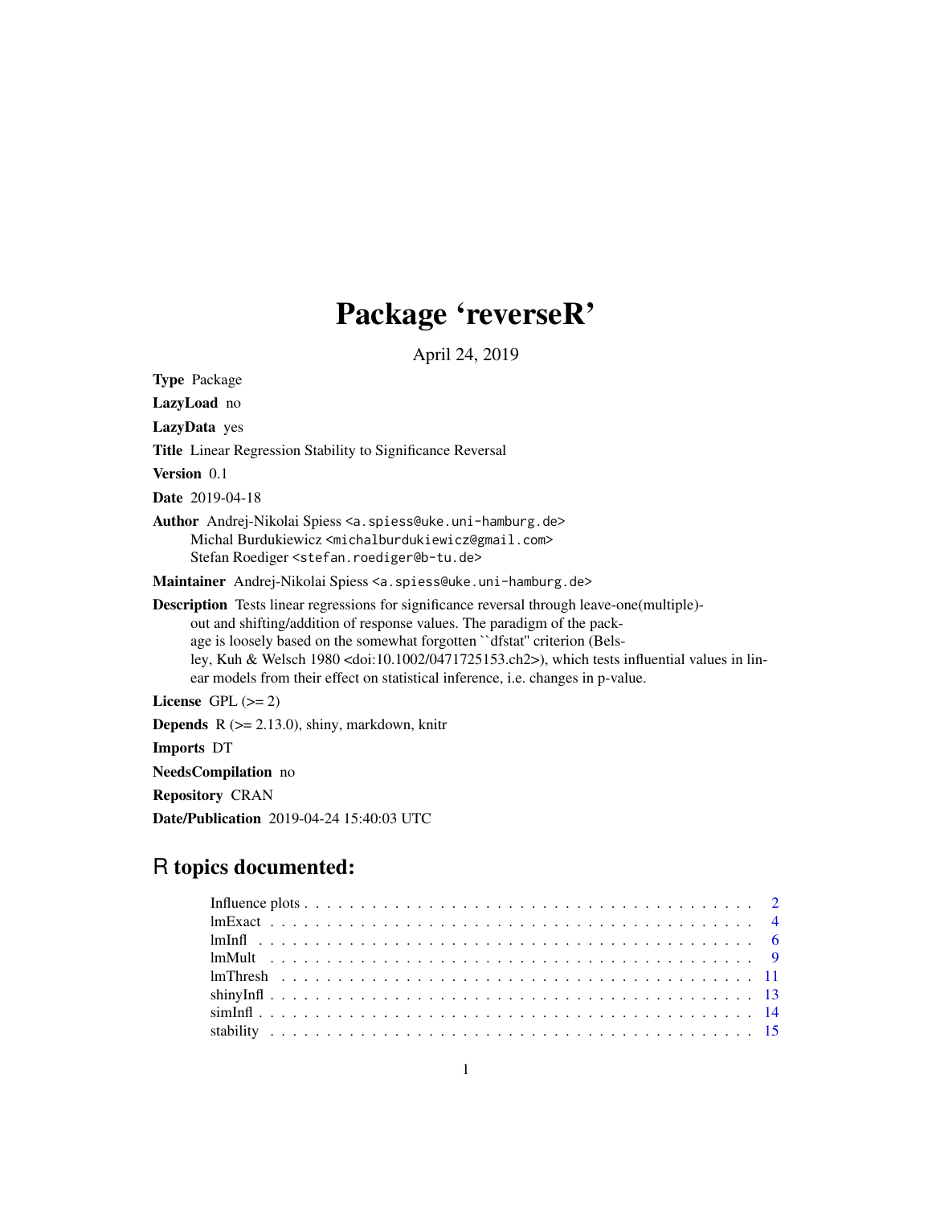# Package 'reverseR'

April 24, 2019

**Type** Package

**LazyLoad** no

**LazyData** yes

**Title** Linear Regression Stability to Significance Reversal

**Version** 0.1

**Date** 2019-04-18

**Author** Andrej-Nikolai Spiess <a.spiess@uke.uni-hamburg.de>
Michal Burdukiewicz <michalburdukiewicz@gmail.com>
Stefan Roediger <stefan.roediger@b-tu.de>

**Maintainer** Andrej-Nikolai Spiess <a.spiess@uke.uni-hamburg.de>

**Description** Tests linear regressions for significance reversal through leave-one(multiple)-out and shifting/addition of response values. The paradigm of the package is loosely based on the somewhat forgotten ``dfstat'' criterion (Belsley, Kuh & Welsch 1980 <doi:10.1002/0471725153.ch2>), which tests influential values in linear models from their effect on statistical inference, i.e. changes in p-value.

**License** GPL (>= 2)

**Depends** R (>= 2.13.0), shiny, markdown, knitr

**Imports** DT

**NeedsCompilation** no

**Repository** CRAN

**Date/Publication** 2019-04-24 15:40:03 UTC

## R topics documented:

| | |
|---|---|
| Influence plots | 2 |
| lmExact | 4 |
| lmInfl | 6 |
| lmMult | 9 |
| lmThresh | 11 |
| shinyInfl | 13 |
| simInfl | 14 |
| stability | 15 |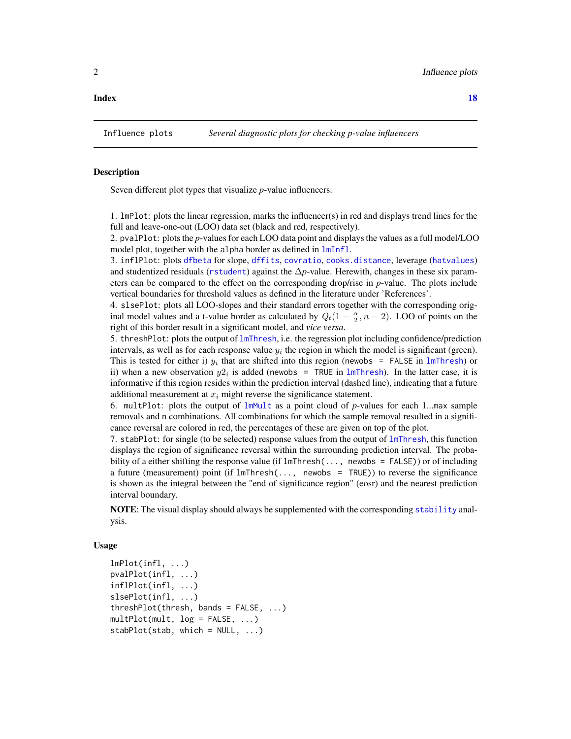**Index** **18**

---

Influence plots — *Several diagnostic plots for checking p-value influencers*

---

## Description

Seven different plot types that visualize *p*-value influencers.

1. `lmPlot`: plots the linear regression, marks the influencer(s) in red and displays trend lines for the full and leave-one-out (LOO) data set (black and red, respectively).
2. `pvalPlot`: plots the *p*-values for each LOO data point and displays the values as a full model/LOO model plot, together with the `alpha` border as defined in `lmInfl`.
3. `inflPlot`: plots `dfbeta` for slope, `dffits`, `covratio`, `cooks.distance`, leverage (`hatvalues`) and studentized residuals (`rstudent`) against the $\Delta p$-value. Herewith, changes in these six parameters can be compared to the effect on the corresponding drop/rise in *p*-value. The plots include vertical boundaries for threshold values as defined in the literature under 'References'.
4. `slsePlot`: plots all LOO-slopes and their standard errors together with the corresponding original model values and a t-value border as calculated by $Q_t(1 - \frac{\alpha}{2}, n - 2)$. LOO of points on the right of this border result in a significant model, and *vice versa*.
5. `threshPlot`: plots the output of `lmThresh`, i.e. the regression plot including confidence/prediction intervals, as well as for each response value $y_i$ the region in which the model is significant (green). This is tested for either i) $y_i$ that are shifted into this region (`newobs = FALSE` in `lmThresh`) or ii) when a new observation $y2_i$ is added (`newobs = TRUE` in `lmThresh`). In the latter case, it is informative if this region resides within the prediction interval (dashed line), indicating that a future additional measurement at $x_i$ might reverse the significance statement.
6. `multPlot`: plots the output of `lmMult` as a point cloud of *p*-values for each 1...max sample removals and n combinations. All combinations for which the sample removal resulted in a significance reversal are colored in red, the percentages of these are given on top of the plot.
7. `stabPlot`: for single (to be selected) response values from the output of `lmThresh`, this function displays the region of significance reversal within the surrounding prediction interval. The probability of a either shifting the response value (if `lmThresh(..., newobs = FALSE)`) or of including a future (measurement) point (if `lmThresh(..., newobs = TRUE)`) to reverse the significance is shown as the integral between the "end of significance region" (eosr) and the nearest prediction interval boundary.

**NOTE**: The visual display should always be supplemented with the corresponding `stability` analysis.

## Usage

```
lmPlot(infl, ...)
pvalPlot(infl, ...)
inflPlot(infl, ...)
slsePlot(infl, ...)
threshPlot(thresh, bands = FALSE, ...)
multPlot(mult, log = FALSE, ...)
stabPlot(stab, which = NULL, ...)
```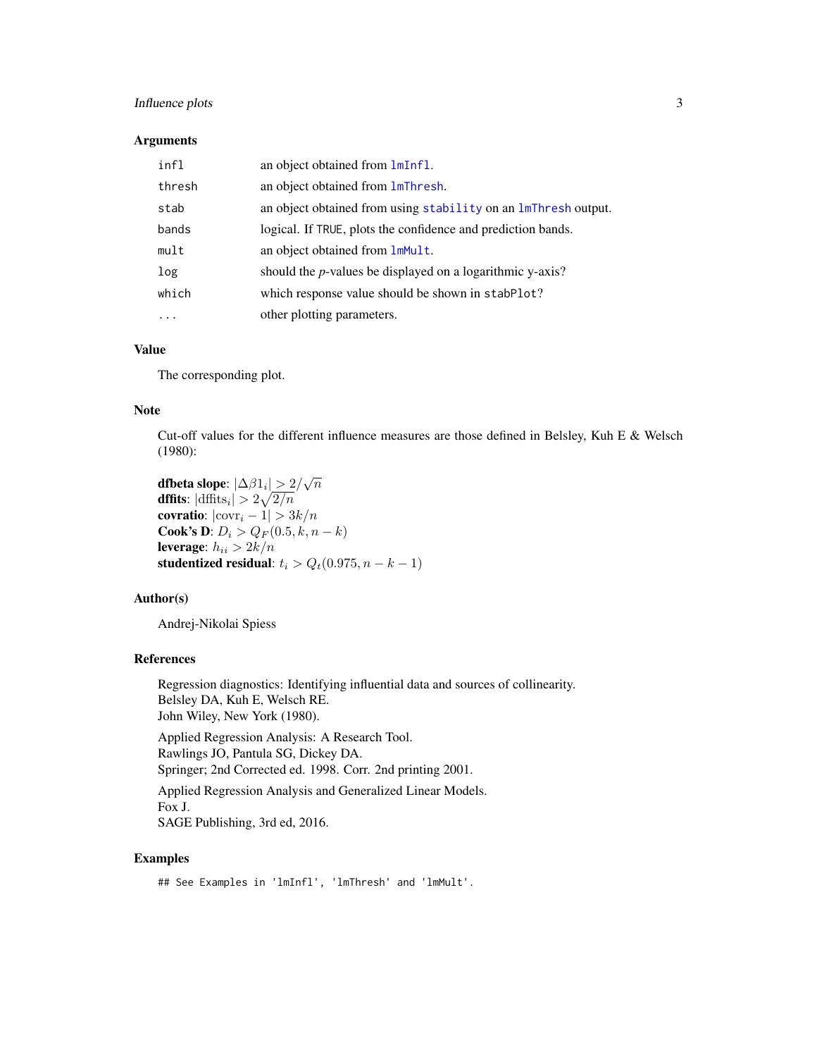### Arguments

| | |
|---|---|
| `infl` | an object obtained from `lmInfl`. |
| `thresh` | an object obtained from `lmThresh`. |
| `stab` | an object obtained from using `stability` on an `lmThresh` output. |
| `bands` | logical. If `TRUE`, plots the confidence and prediction bands. |
| `mult` | an object obtained from `lmMult`. |
| `log` | should the *p*-values be displayed on a logarithmic y-axis? |
| `which` | which response value should be shown in `stabPlot`? |
| `...` | other plotting parameters. |

### Value

The corresponding plot.

### Note

Cut-off values for the different influence measures are those defined in Belsley, Kuh E & Welsch (1980):

**dfbeta slope**: $|\Delta\beta1_i| > 2/\sqrt{n}$
**dffits**: $|\mathrm{dffits}_i| > 2\sqrt{2/n}$
**covratio**: $|\mathrm{covr}_i - 1| > 3k/n$
**Cook's D**: $D_i > Q_F(0.5, k, n-k)$
**leverage**: $h_{ii} > 2k/n$
**studentized residual**: $t_i > Q_t(0.975, n-k-1)$

### Author(s)

Andrej-Nikolai Spiess

### References

Regression diagnostics: Identifying influential data and sources of collinearity.
Belsley DA, Kuh E, Welsch RE.
John Wiley, New York (1980).

Applied Regression Analysis: A Research Tool.
Rawlings JO, Pantula SG, Dickey DA.
Springer; 2nd Corrected ed. 1998. Corr. 2nd printing 2001.

Applied Regression Analysis and Generalized Linear Models.
Fox J.
SAGE Publishing, 3rd ed, 2016.

### Examples

```
## See Examples in 'lmInfl', 'lmThresh' and 'lmMult'.
```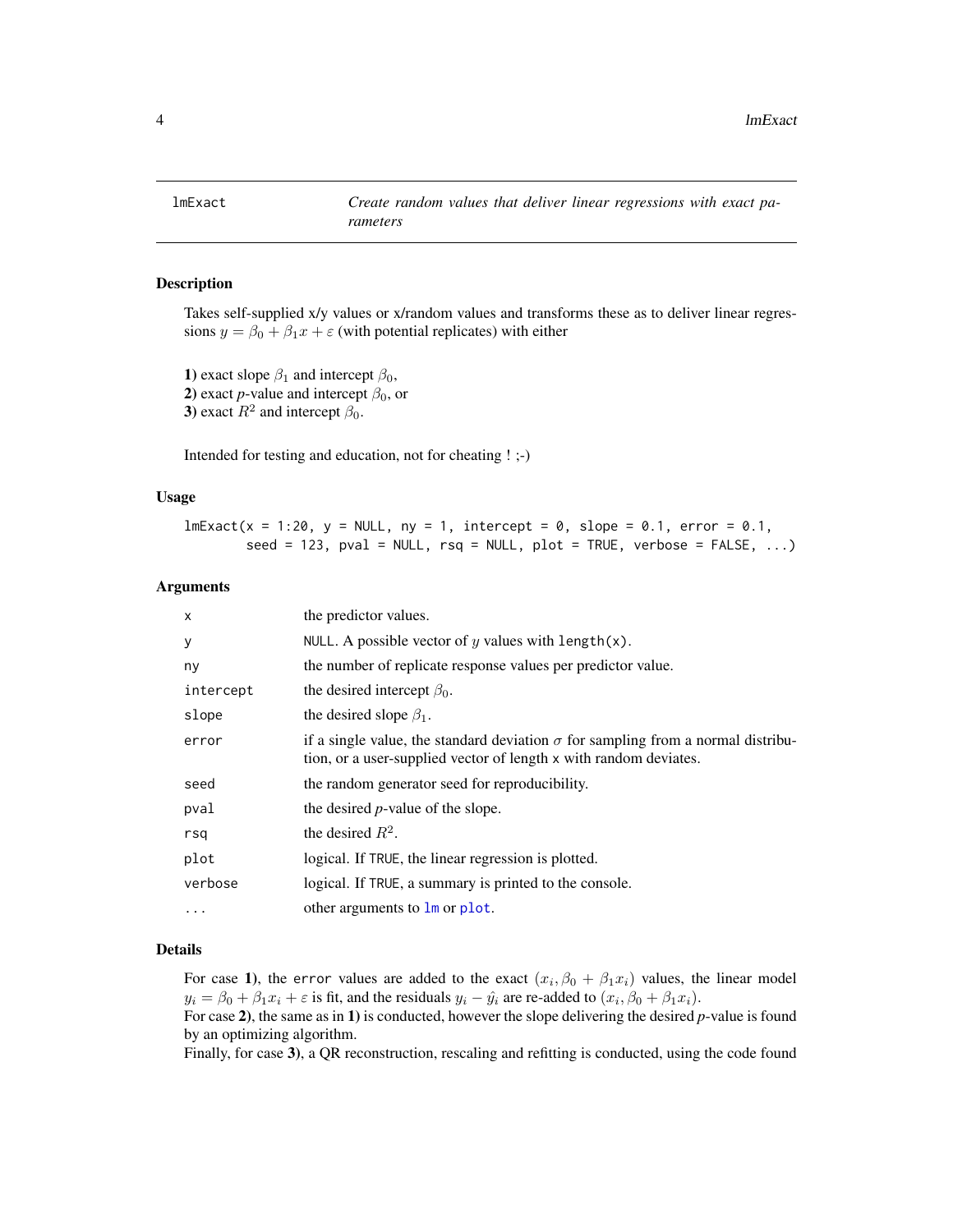## lmExact — *Create random values that deliver linear regressions with exact parameters*

### Description

Takes self-supplied x/y values or x/random values and transforms these as to deliver linear regressions $y = \beta_0 + \beta_1 x + \varepsilon$ (with potential replicates) with either

**1)** exact slope $\beta_1$ and intercept $\beta_0$,
**2)** exact *p*-value and intercept $\beta_0$, or
**3)** exact $R^2$ and intercept $\beta_0$.

Intended for testing and education, not for cheating ! ;-)

### Usage

```
lmExact(x = 1:20, y = NULL, ny = 1, intercept = 0, slope = 0.1, error = 0.1,
        seed = 123, pval = NULL, rsq = NULL, plot = TRUE, verbose = FALSE, ...)
```

### Arguments

| | |
|---|---|
| `x` | the predictor values. |
| `y` | `NULL`. A possible vector of $y$ values with `length(x)`. |
| `ny` | the number of replicate response values per predictor value. |
| `intercept` | the desired intercept $\beta_0$. |
| `slope` | the desired slope $\beta_1$. |
| `error` | if a single value, the standard deviation $\sigma$ for sampling from a normal distribution, or a user-supplied vector of length `x` with random deviates. |
| `seed` | the random generator seed for reproducibility. |
| `pval` | the desired *p*-value of the slope. |
| `rsq` | the desired $R^2$. |
| `plot` | logical. If `TRUE`, the linear regression is plotted. |
| `verbose` | logical. If `TRUE`, a summary is printed to the console. |
| `...` | other arguments to `lm` or `plot`. |

### Details

For case **1)**, the `error` values are added to the exact $(x_i, \beta_0 + \beta_1 x_i)$ values, the linear model $y_i = \beta_0 + \beta_1 x_i + \varepsilon$ is fit, and the residuals $y_i - \hat{y}_i$ are re-added to $(x_i, \beta_0 + \beta_1 x_i)$.
For case **2)**, the same as in **1)** is conducted, however the slope delivering the desired *p*-value is found by an optimizing algorithm.
Finally, for case **3)**, a QR reconstruction, rescaling and refitting is conducted, using the code found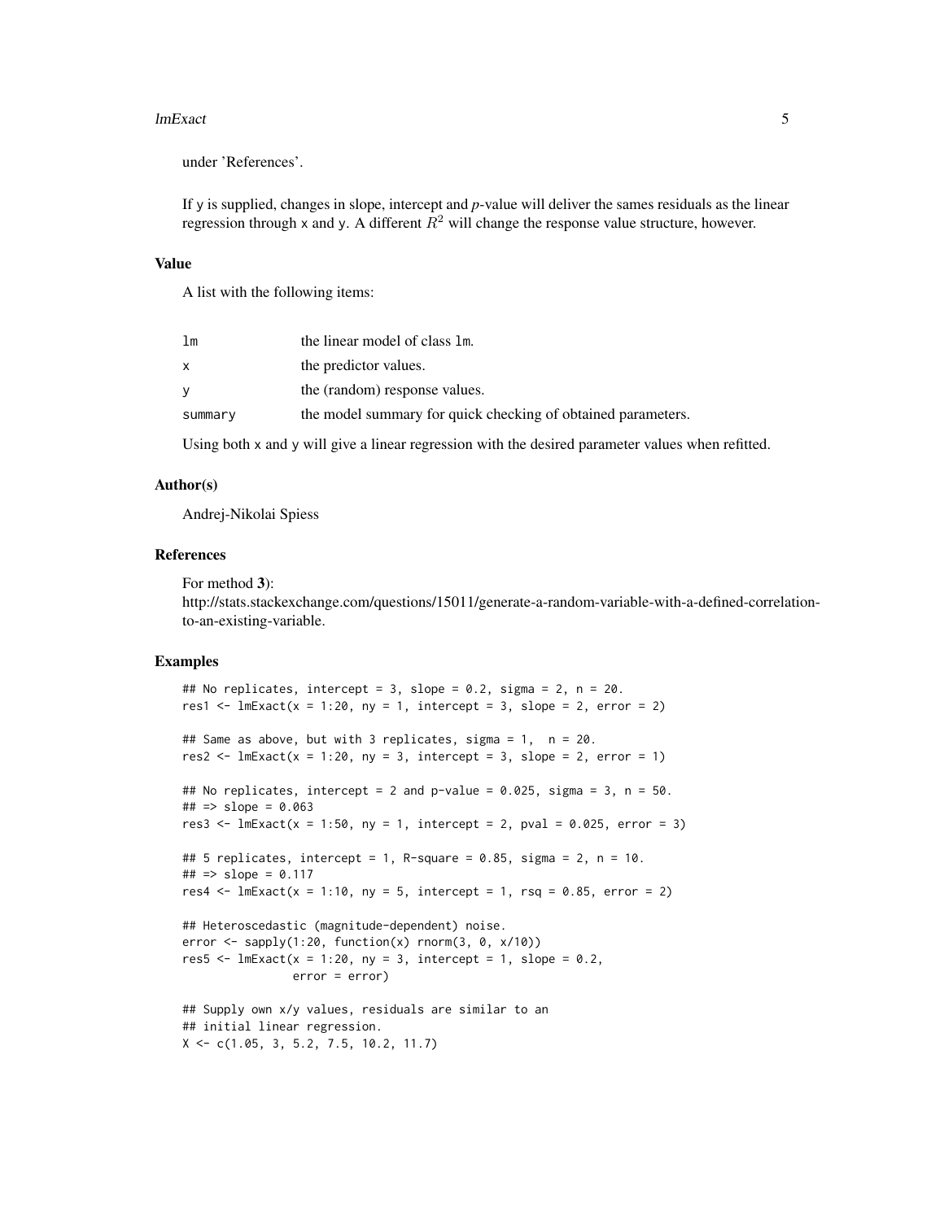under 'References'.

If `y` is supplied, changes in slope, intercept and $p$-value will deliver the sames residuals as the linear regression through `x` and `y`. A different $R^2$ will change the response value structure, however.

## Value

A list with the following items:

| | |
|---|---|
| `lm` | the linear model of class `lm`. |
| `x` | the predictor values. |
| `y` | the (random) response values. |
| `summary` | the model summary for quick checking of obtained parameters. |

Using both `x` and `y` will give a linear regression with the desired parameter values when refitted.

## Author(s)

Andrej-Nikolai Spiess

## References

For method **3**):
http://stats.stackexchange.com/questions/15011/generate-a-random-variable-with-a-defined-correlation-to-an-existing-variable.

## Examples

```
## No replicates, intercept = 3, slope = 0.2, sigma = 2, n = 20.
res1 <- lmExact(x = 1:20, ny = 1, intercept = 3, slope = 2, error = 2)

## Same as above, but with 3 replicates, sigma = 1,  n = 20.
res2 <- lmExact(x = 1:20, ny = 3, intercept = 3, slope = 2, error = 1)

## No replicates, intercept = 2 and p-value = 0.025, sigma = 3, n = 50.
## => slope = 0.063
res3 <- lmExact(x = 1:50, ny = 1, intercept = 2, pval = 0.025, error = 3)

## 5 replicates, intercept = 1, R-square = 0.85, sigma = 2, n = 10.
## => slope = 0.117
res4 <- lmExact(x = 1:10, ny = 5, intercept = 1, rsq = 0.85, error = 2)

## Heteroscedastic (magnitude-dependent) noise.
error <- sapply(1:20, function(x) rnorm(3, 0, x/10))
res5 <- lmExact(x = 1:20, ny = 3, intercept = 1, slope = 0.2,
                error = error)

## Supply own x/y values, residuals are similar to an
## initial linear regression.
X <- c(1.05, 3, 5.2, 7.5, 10.2, 11.7)
```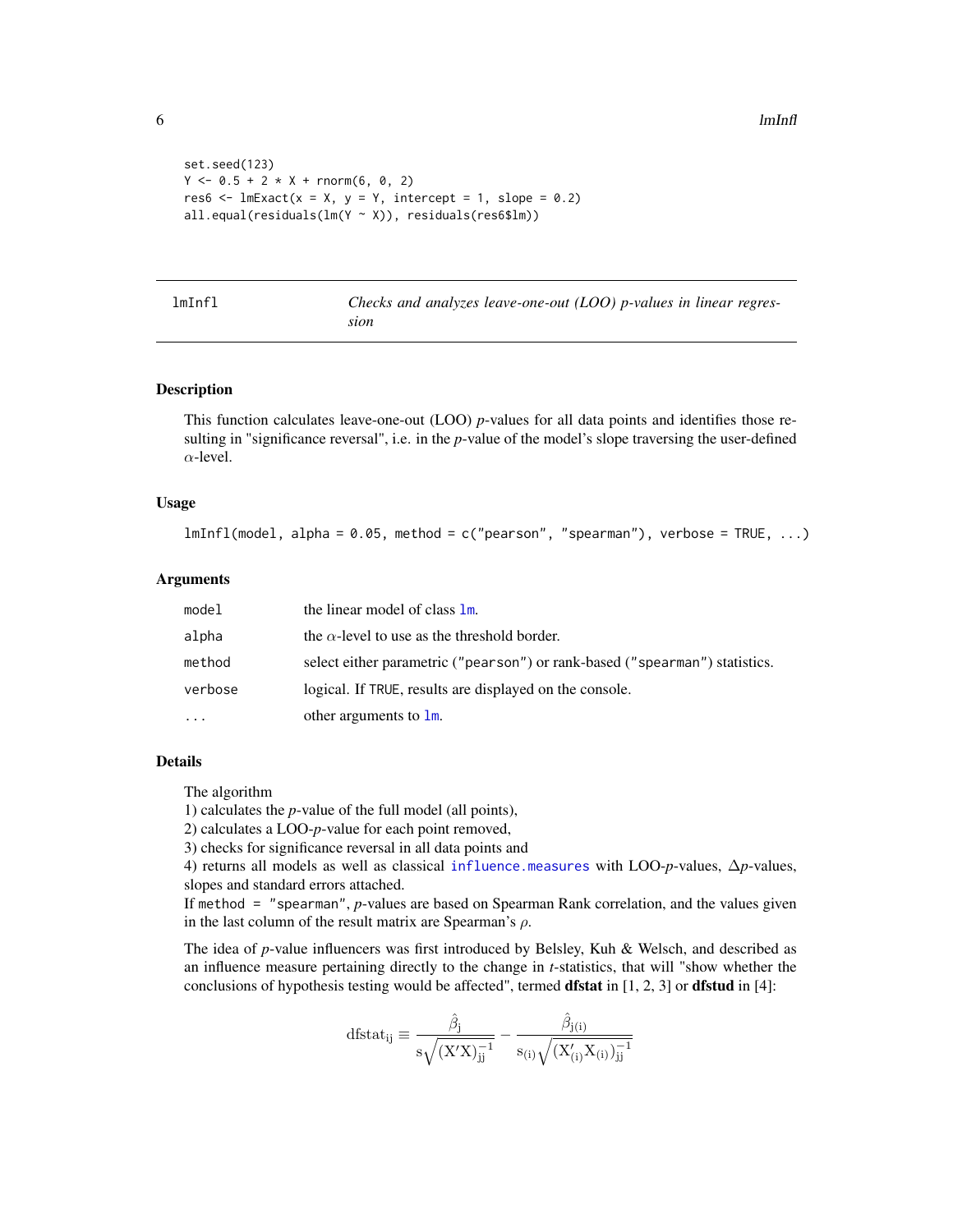```
set.seed(123)
Y <- 0.5 + 2 * X + rnorm(6, 0, 2)
res6 <- lmExact(x = X, y = Y, intercept = 1, slope = 0.2)
all.equal(residuals(lm(Y ~ X)), residuals(res6$lm))
```

## lmInfl — *Checks and analyzes leave-one-out (LOO) p-values in linear regression*

### Description

This function calculates leave-one-out (LOO) *p*-values for all data points and identifies those resulting in "significance reversal", i.e. in the *p*-value of the model's slope traversing the user-defined $\alpha$-level.

### Usage

```
lmInfl(model, alpha = 0.05, method = c("pearson", "spearman"), verbose = TRUE, ...)
```

### Arguments

| | |
|---|---|
| model | the linear model of class lm. |
| alpha | the $\alpha$-level to use as the threshold border. |
| method | select either parametric ("pearson") or rank-based ("spearman") statistics. |
| verbose | logical. If TRUE, results are displayed on the console. |
| ... | other arguments to lm. |

### Details

The algorithm
1) calculates the *p*-value of the full model (all points),
2) calculates a LOO-*p*-value for each point removed,
3) checks for significance reversal in all data points and
4) returns all models as well as classical influence.measures with LOO-*p*-values, $\Delta p$-values, slopes and standard errors attached.
If method = "spearman", *p*-values are based on Spearman Rank correlation, and the values given in the last column of the result matrix are Spearman's $\rho$.

The idea of *p*-value influencers was first introduced by Belsley, Kuh & Welsch, and described as an influence measure pertaining directly to the change in *t*-statistics, that will "show whether the conclusions of hypothesis testing would be affected", termed **dfstat** in [1, 2, 3] or **dfstud** in [4]:

$$\mathrm{dfstat}_{ij} \equiv \frac{\hat{\beta}_j}{s\sqrt{(X'X)^{-1}_{jj}}} - \frac{\hat{\beta}_{j(i)}}{s_{(i)}\sqrt{(X'_{(i)}X_{(i)})^{-1}_{jj}}}$$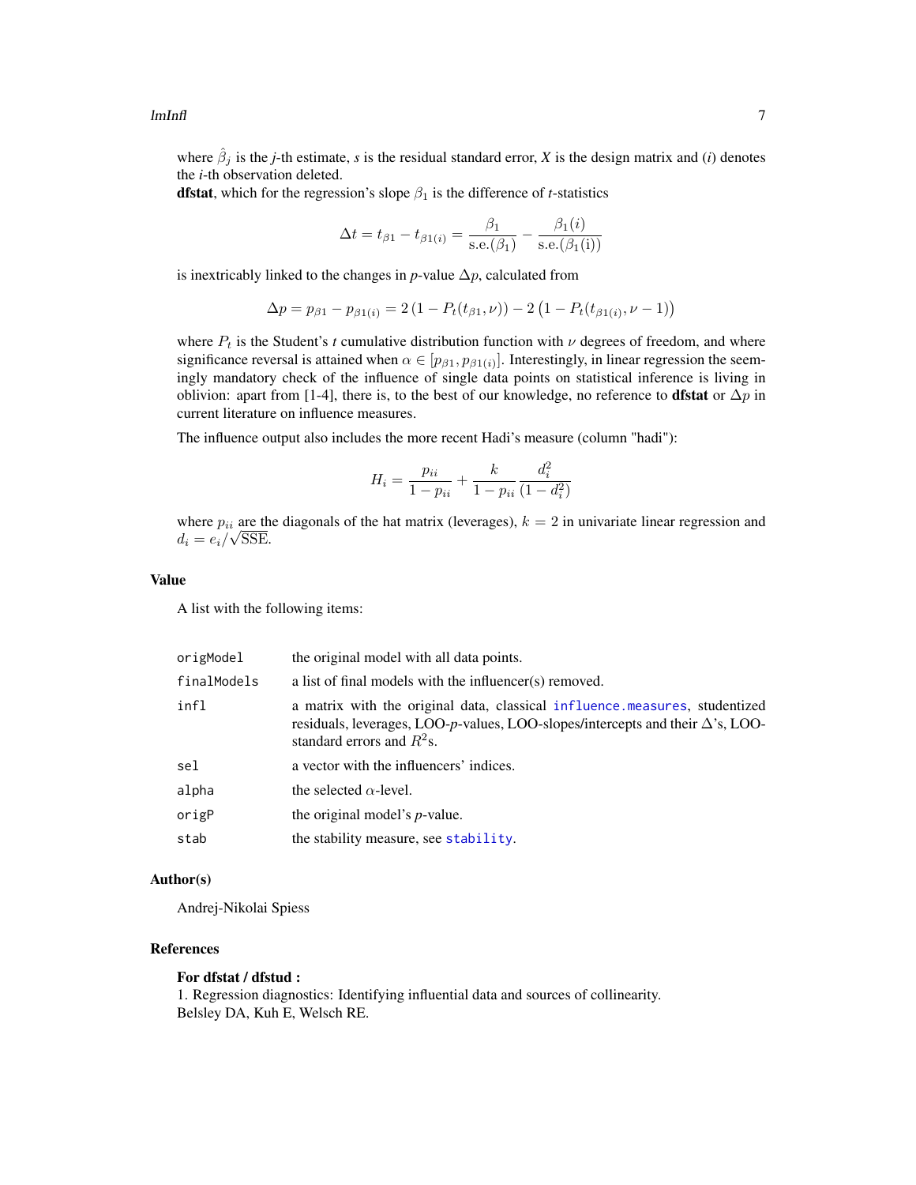where $\hat{\beta}_j$ is the *j*-th estimate, *s* is the residual standard error, *X* is the design matrix and (*i*) denotes the *i*-th observation deleted.

**dfstat**, which for the regression's slope $\beta_1$ is the difference of *t*-statistics

$$\Delta t = t_{\beta 1} - t_{\beta 1(i)} = \frac{\beta_1}{\text{s.e.}(\beta_1)} - \frac{\beta_1(i)}{\text{s.e.}(\beta_1(\text{i}))}$$

is inextricably linked to the changes in *p*-value $\Delta p$, calculated from

$$\Delta p = p_{\beta 1} - p_{\beta 1(i)} = 2\left(1 - P_t(t_{\beta 1}, \nu)\right) - 2\left(1 - P_t(t_{\beta 1(i)}, \nu - 1)\right)$$

where $P_t$ is the Student's *t* cumulative distribution function with $\nu$ degrees of freedom, and where significance reversal is attained when $\alpha \in [p_{\beta 1}, p_{\beta 1(i)}]$. Interestingly, in linear regression the seemingly mandatory check of the influence of single data points on statistical inference is living in oblivion: apart from [1-4], there is, to the best of our knowledge, no reference to **dfstat** or $\Delta p$ in current literature on influence measures.

The influence output also includes the more recent Hadi's measure (column "hadi"):

$$H_i = \frac{p_{ii}}{1 - p_{ii}} + \frac{k}{1 - p_{ii}} \frac{d_i^2}{(1 - d_i^2)}$$

where $p_{ii}$ are the diagonals of the hat matrix (leverages), $k = 2$ in univariate linear regression and $d_i = e_i/\sqrt{\text{SSE}}$.

### Value

A list with the following items:

| | |
|---|---|
| `origModel` | the original model with all data points. |
| `finalModels` | a list of final models with the influencer(s) removed. |
| `infl` | a matrix with the original data, classical `influence.measures`, studentized residuals, leverages, LOO-*p*-values, LOO-slopes/intercepts and their $\Delta$'s, LOO-standard errors and $R^2$s. |
| `sel` | a vector with the influencers' indices. |
| `alpha` | the selected $\alpha$-level. |
| `origP` | the original model's *p*-value. |
| `stab` | the stability measure, see `stability`. |

### Author(s)

Andrej-Nikolai Spiess

### References

**For dfstat / dfstud :**

1. Regression diagnostics: Identifying influential data and sources of collinearity.
Belsley DA, Kuh E, Welsch RE.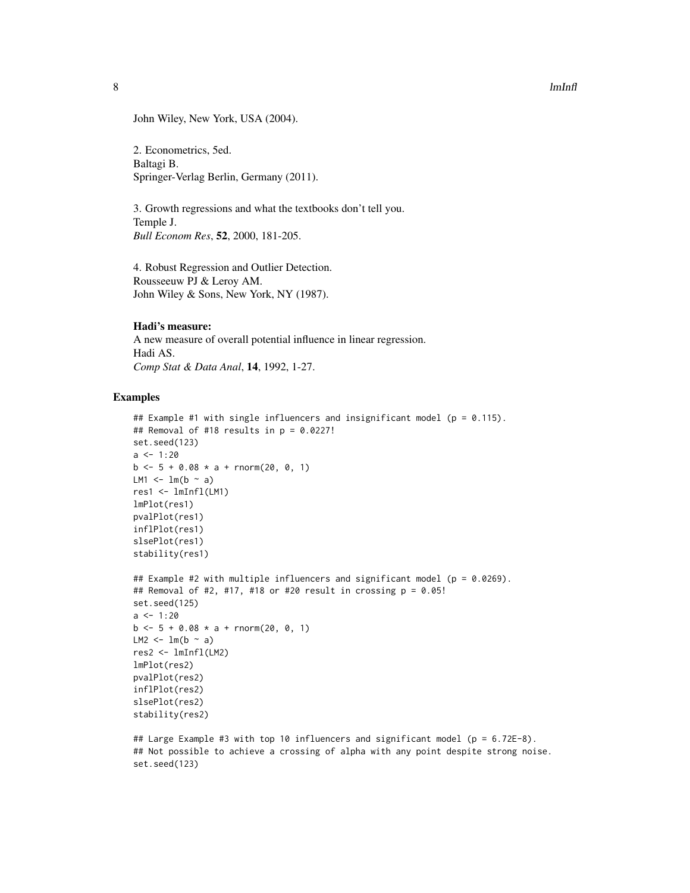John Wiley, New York, USA (2004).

2. Econometrics, 5ed.
Baltagi B.
Springer-Verlag Berlin, Germany (2011).

3. Growth regressions and what the textbooks don't tell you.
Temple J.
*Bull Econom Res*, **52**, 2000, 181-205.

4. Robust Regression and Outlier Detection.
Rousseeuw PJ & Leroy AM.
John Wiley & Sons, New York, NY (1987).

**Hadi's measure:**
A new measure of overall potential influence in linear regression.
Hadi AS.
*Comp Stat & Data Anal*, **14**, 1992, 1-27.

## Examples

```
## Example #1 with single influencers and insignificant model (p = 0.115).
## Removal of #18 results in p = 0.0227!
set.seed(123)
a <- 1:20
b <- 5 + 0.08 * a + rnorm(20, 0, 1)
LM1 <- lm(b ~ a)
res1 <- lmInfl(LM1)
lmPlot(res1)
pvalPlot(res1)
inflPlot(res1)
slsePlot(res1)
stability(res1)

## Example #2 with multiple influencers and significant model (p = 0.0269).
## Removal of #2, #17, #18 or #20 result in crossing p = 0.05!
set.seed(125)
a <- 1:20
b <- 5 + 0.08 * a + rnorm(20, 0, 1)
LM2 <- lm(b ~ a)
res2 <- lmInfl(LM2)
lmPlot(res2)
pvalPlot(res2)
inflPlot(res2)
slsePlot(res2)
stability(res2)

## Large Example #3 with top 10 influencers and significant model (p = 6.72E-8).
## Not possible to achieve a crossing of alpha with any point despite strong noise.
set.seed(123)
```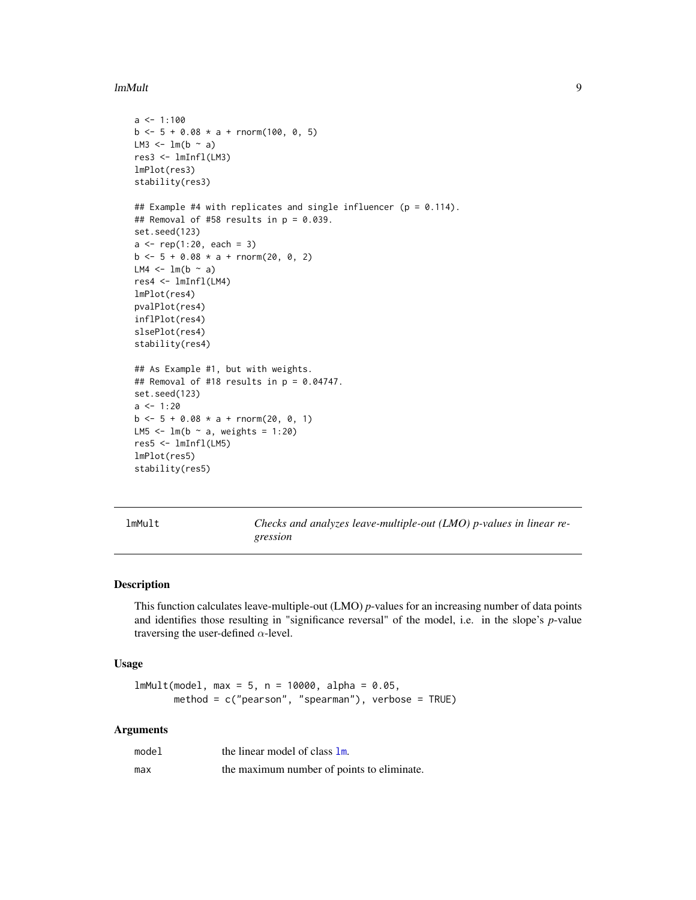```
a <- 1:100
b <- 5 + 0.08 * a + rnorm(100, 0, 5)
LM3 <- lm(b ~ a)
res3 <- lmInfl(LM3)
lmPlot(res3)
stability(res3)

## Example #4 with replicates and single influencer (p = 0.114).
## Removal of #58 results in p = 0.039.
set.seed(123)
a <- rep(1:20, each = 3)
b <- 5 + 0.08 * a + rnorm(20, 0, 2)
LM4 <- lm(b ~ a)
res4 <- lmInfl(LM4)
lmPlot(res4)
pvalPlot(res4)
inflPlot(res4)
slsePlot(res4)
stability(res4)

## As Example #1, but with weights.
## Removal of #18 results in p = 0.04747.
set.seed(123)
a <- 1:20
b <- 5 + 0.08 * a + rnorm(20, 0, 1)
LM5 <- lm(b ~ a, weights = 1:20)
res5 <- lmInfl(LM5)
lmPlot(res5)
stability(res5)
```

---

`lmMult` *Checks and analyzes leave-multiple-out (LMO) p-values in linear regression*

---

## Description

This function calculates leave-multiple-out (LMO) *p*-values for an increasing number of data points and identifies those resulting in "significance reversal" of the model, i.e. in the slope's *p*-value traversing the user-defined $\alpha$-level.

## Usage

```
lmMult(model, max = 5, n = 10000, alpha = 0.05,
       method = c("pearson", "spearman"), verbose = TRUE)
```

## Arguments

| | |
|---|---|
| `model` | the linear model of class `lm`. |
| `max` | the maximum number of points to eliminate. |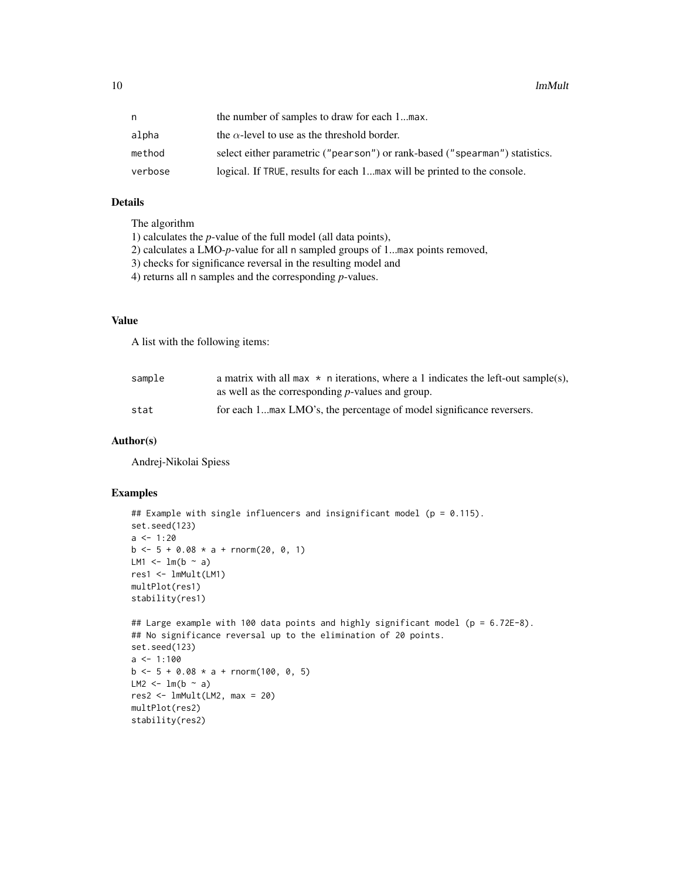| | |
|---|---|
| n | the number of samples to draw for each 1...max. |
| alpha | the $\alpha$-level to use as the threshold border. |
| method | select either parametric ("pearson") or rank-based ("spearman") statistics. |
| verbose | logical. If TRUE, results for each 1...max will be printed to the console. |

## Details

The algorithm
1) calculates the *p*-value of the full model (all data points),
2) calculates a LMO-*p*-value for all n sampled groups of 1...max points removed,
3) checks for significance reversal in the resulting model and
4) returns all n samples and the corresponding *p*-values.

## Value

A list with the following items:

| | |
|---|---|
| sample | a matrix with all max * n iterations, where a 1 indicates the left-out sample(s), as well as the corresponding *p*-values and group. |
| stat | for each 1...max LMO's, the percentage of model significance reversers. |

## Author(s)

Andrej-Nikolai Spiess

## Examples

```
## Example with single influencers and insignificant model (p = 0.115).
set.seed(123)
a <- 1:20
b <- 5 + 0.08 * a + rnorm(20, 0, 1)
LM1 <- lm(b ~ a)
res1 <- lmMult(LM1)
multPlot(res1)
stability(res1)

## Large example with 100 data points and highly significant model (p = 6.72E-8).
## No significance reversal up to the elimination of 20 points.
set.seed(123)
a <- 1:100
b <- 5 + 0.08 * a + rnorm(100, 0, 5)
LM2 <- lm(b ~ a)
res2 <- lmMult(LM2, max = 20)
multPlot(res2)
stability(res2)
```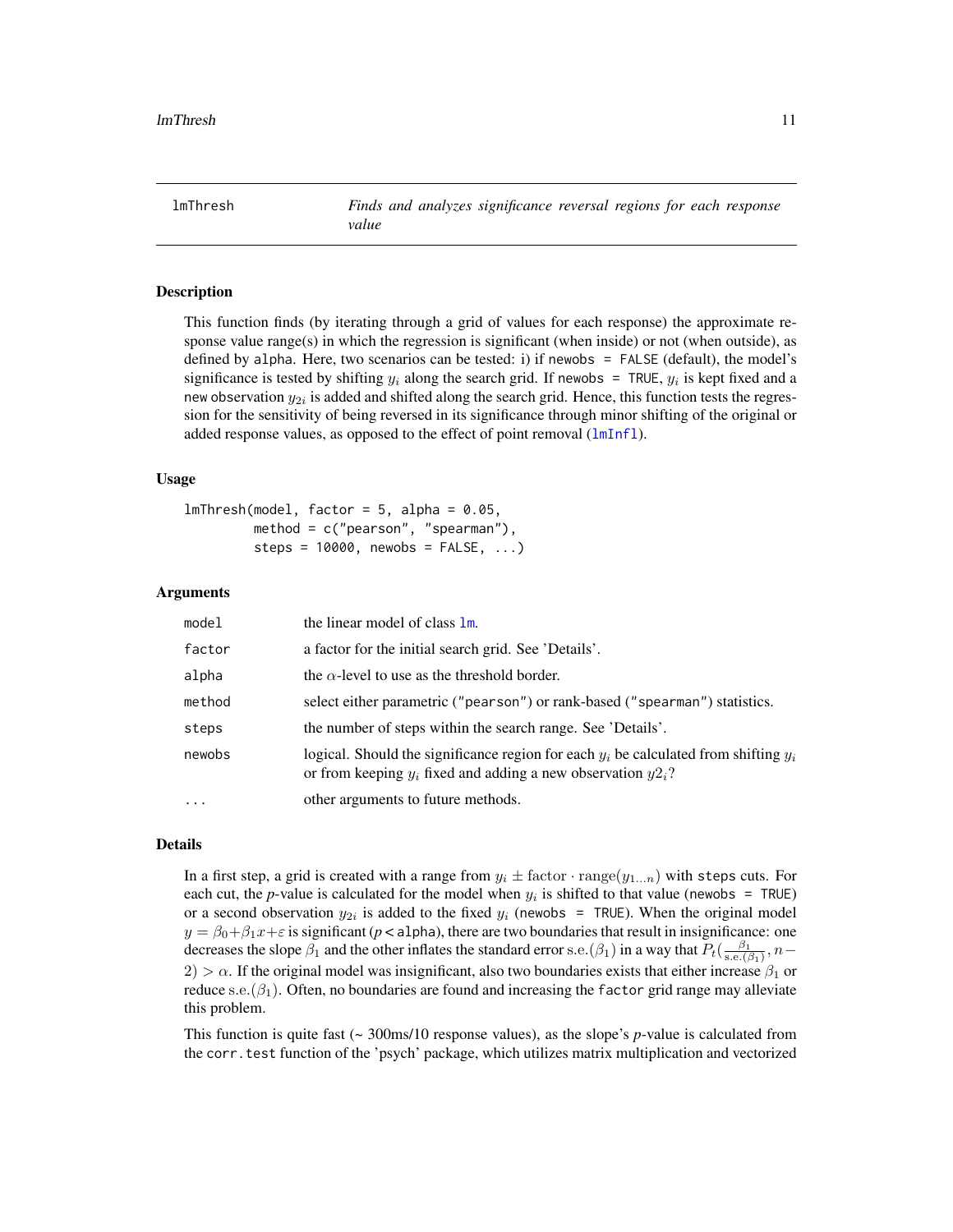lmThresh — *Finds and analyzes significance reversal regions for each response value*

### Description

This function finds (by iterating through a grid of values for each response) the approximate response value range(s) in which the regression is significant (when inside) or not (when outside), as defined by `alpha`. Here, two scenarios can be tested: i) if `newobs = FALSE` (default), the model's significance is tested by shifting $y_i$ along the search grid. If `newobs = TRUE`, $y_i$ is kept fixed and a new observation $y_{2i}$ is added and shifted along the search grid. Hence, this function tests the regression for the sensitivity of being reversed in its significance through minor shifting of the original or added response values, as opposed to the effect of point removal (`lmInfl`).

### Usage

```
lmThresh(model, factor = 5, alpha = 0.05,
         method = c("pearson", "spearman"),
         steps = 10000, newobs = FALSE, ...)
```

### Arguments

| | |
|---|---|
| `model` | the linear model of class `lm`. |
| `factor` | a factor for the initial search grid. See 'Details'. |
| `alpha` | the $\alpha$-level to use as the threshold border. |
| `method` | select either parametric (`"pearson"`) or rank-based (`"spearman"`) statistics. |
| `steps` | the number of steps within the search range. See 'Details'. |
| `newobs` | logical. Should the significance region for each $y_i$ be calculated from shifting $y_i$ or from keeping $y_i$ fixed and adding a new observation $y2_i$? |
| `...` | other arguments to future methods. |

### Details

In a first step, a grid is created with a range from $y_i \pm \mathrm{factor} \cdot \mathrm{range}(y_{1...n})$ with `steps` cuts. For each cut, the *p*-value is calculated for the model when $y_i$ is shifted to that value (`newobs = TRUE`) or a second observation $y_{2i}$ is added to the fixed $y_i$ (`newobs = TRUE`). When the original model $y = \beta_0 + \beta_1 x + \varepsilon$ is significant ($p <$ `alpha`), there are two boundaries that result in insignificance: one decreases the slope $\beta_1$ and the other inflates the standard error $\mathrm{s.e.}(\beta_1)$ in a way that $P_t(\frac{\beta_1}{\mathrm{s.e.}(\beta_1)}, n-2) > \alpha$. If the original model was insignificant, also two boundaries exists that either increase $\beta_1$ or reduce $\mathrm{s.e.}(\beta_1)$. Often, no boundaries are found and increasing the `factor` grid range may alleviate this problem.

This function is quite fast (~ 300ms/10 response values), as the slope's *p*-value is calculated from the `corr.test` function of the 'psych' package, which utilizes matrix multiplication and vectorized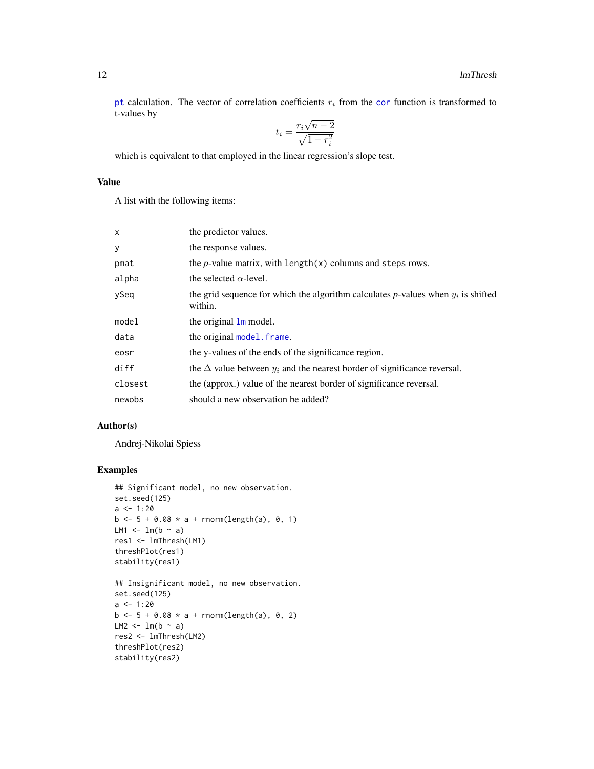pt calculation. The vector of correlation coefficients $r_i$ from the cor function is transformed to t-values by

$$t_i = \frac{r_i \sqrt{n-2}}{\sqrt{1 - r_i^2}}$$

which is equivalent to that employed in the linear regression's slope test.

## Value

A list with the following items:

| | |
|---|---|
| x | the predictor values. |
| y | the response values. |
| pmat | the *p*-value matrix, with length(x) columns and steps rows. |
| alpha | the selected $\alpha$-level. |
| ySeq | the grid sequence for which the algorithm calculates *p*-values when $y_i$ is shifted within. |
| model | the original lm model. |
| data | the original model.frame. |
| eosr | the y-values of the ends of the significance region. |
| diff | the $\Delta$ value between $y_i$ and the nearest border of significance reversal. |
| closest | the (approx.) value of the nearest border of significance reversal. |
| newobs | should a new observation be added? |

## Author(s)

Andrej-Nikolai Spiess

## Examples

```
## Significant model, no new observation.
set.seed(125)
a <- 1:20
b <- 5 + 0.08 * a + rnorm(length(a), 0, 1)
LM1 <- lm(b ~ a)
res1 <- lmThresh(LM1)
threshPlot(res1)
stability(res1)

## Insignificant model, no new observation.
set.seed(125)
a <- 1:20
b <- 5 + 0.08 * a + rnorm(length(a), 0, 2)
LM2 <- lm(b ~ a)
res2 <- lmThresh(LM2)
threshPlot(res2)
stability(res2)
```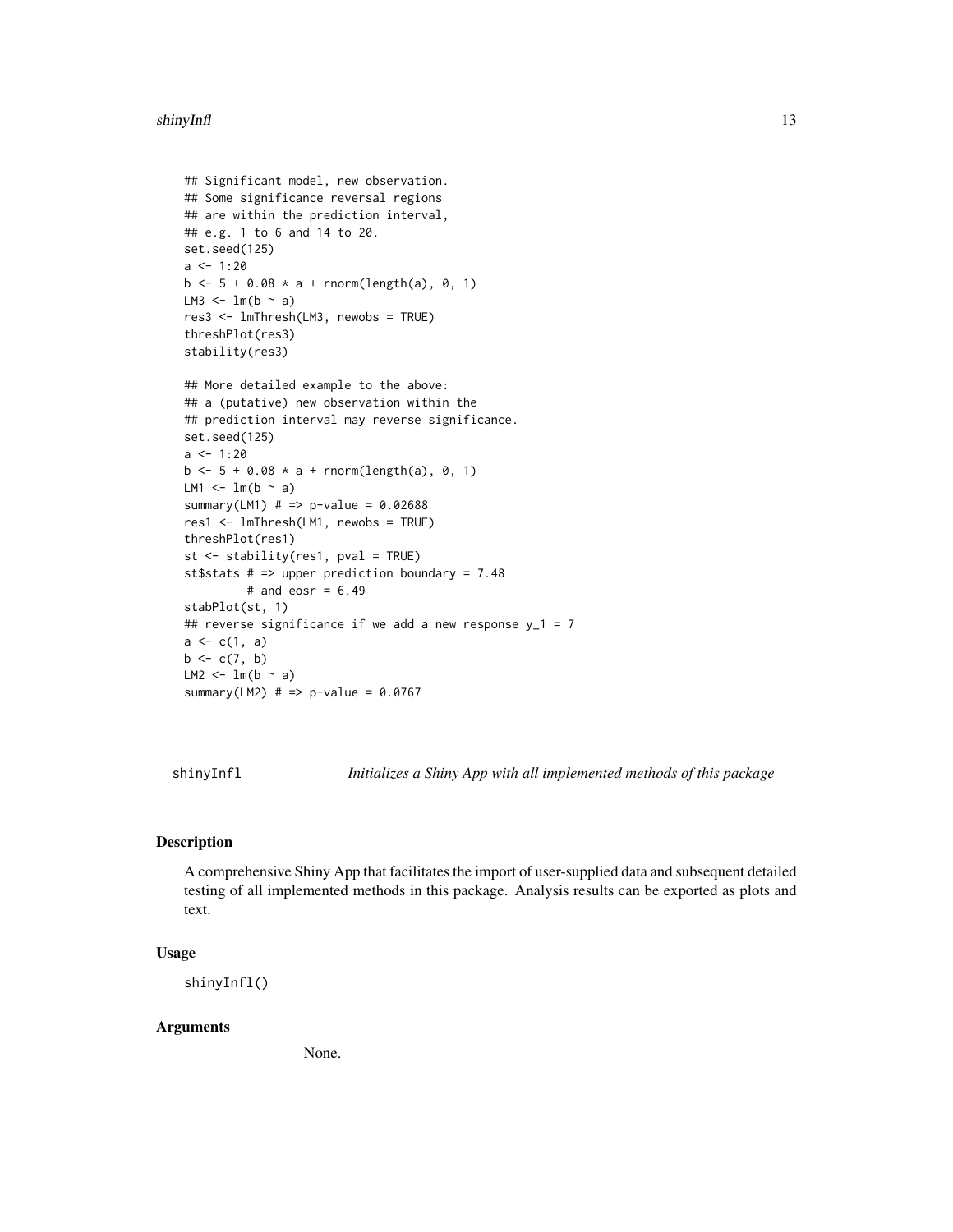```
## Significant model, new observation.
## Some significance reversal regions
## are within the prediction interval,
## e.g. 1 to 6 and 14 to 20.
set.seed(125)
a <- 1:20
b <- 5 + 0.08 * a + rnorm(length(a), 0, 1)
LM3 <- lm(b ~ a)
res3 <- lmThresh(LM3, newobs = TRUE)
threshPlot(res3)
stability(res3)

## More detailed example to the above:
## a (putative) new observation within the
## prediction interval may reverse significance.
set.seed(125)
a <- 1:20
b <- 5 + 0.08 * a + rnorm(length(a), 0, 1)
LM1 <- lm(b ~ a)
summary(LM1) # => p-value = 0.02688
res1 <- lmThresh(LM1, newobs = TRUE)
threshPlot(res1)
st <- stability(res1, pval = TRUE)
st$stats # => upper prediction boundary = 7.48
         # and eosr = 6.49
stabPlot(st, 1)
## reverse significance if we add a new response y_1 = 7
a <- c(1, a)
b <- c(7, b)
LM2 <- lm(b ~ a)
summary(LM2) # => p-value = 0.0767
```

## shinyInfl — *Initializes a Shiny App with all implemented methods of this package*

### Description

A comprehensive Shiny App that facilitates the import of user-supplied data and subsequent detailed testing of all implemented methods in this package. Analysis results can be exported as plots and text.

### Usage

```
shinyInfl()
```

### Arguments

None.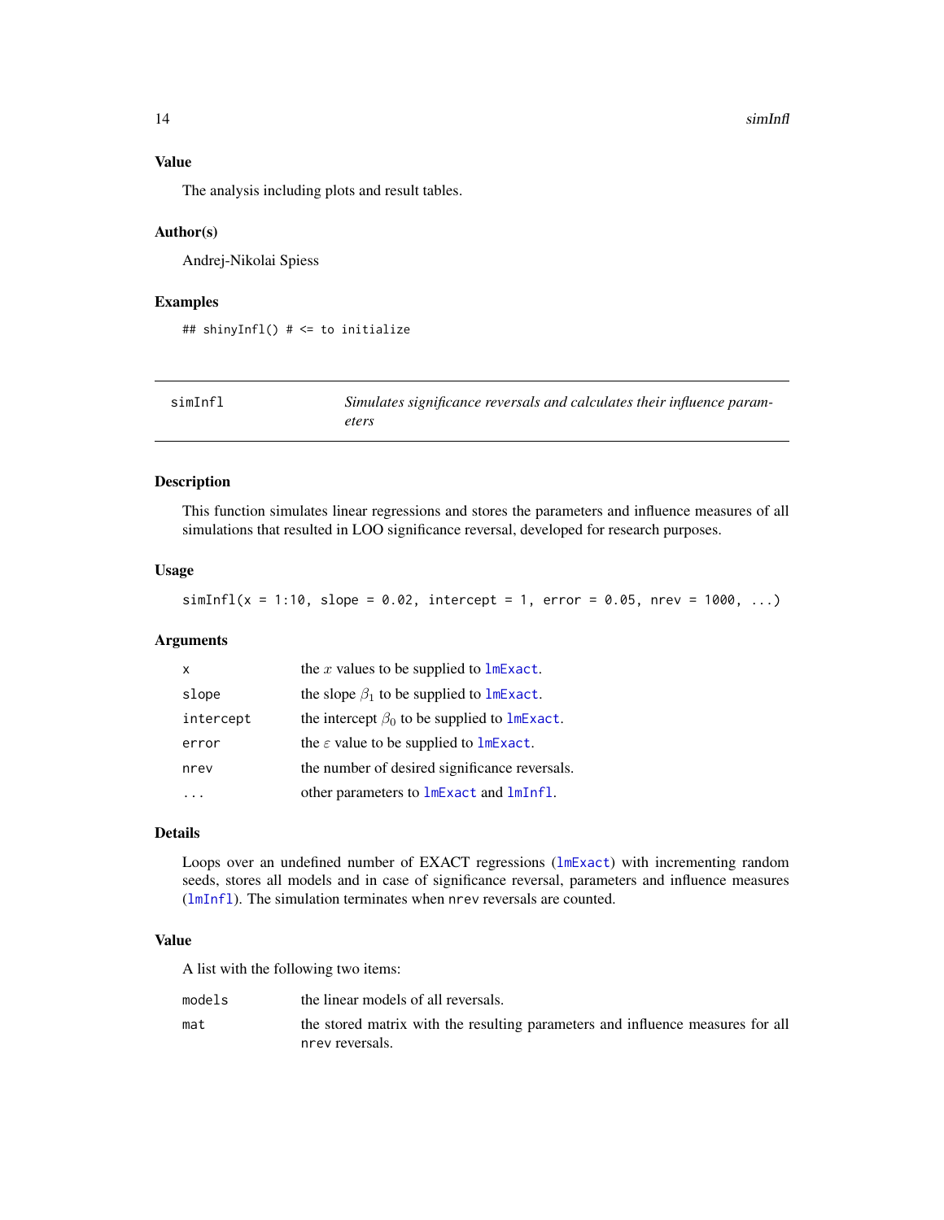### Value

The analysis including plots and result tables.

### Author(s)

Andrej-Nikolai Spiess

### Examples

```
## shinyInfl() # <= to initialize
```

---

## simInfl — *Simulates significance reversals and calculates their influence parameters*

---

### Description

This function simulates linear regressions and stores the parameters and influence measures of all simulations that resulted in LOO significance reversal, developed for research purposes.

### Usage

```
simInfl(x = 1:10, slope = 0.02, intercept = 1, error = 0.05, nrev = 1000, ...)
```

### Arguments

| | |
|---|---|
| `x` | the $x$ values to be supplied to `lmExact`. |
| `slope` | the slope $\beta_1$ to be supplied to `lmExact`. |
| `intercept` | the intercept $\beta_0$ to be supplied to `lmExact`. |
| `error` | the $\varepsilon$ value to be supplied to `lmExact`. |
| `nrev` | the number of desired significance reversals. |
| `...` | other parameters to `lmExact` and `lmInfl`. |

### Details

Loops over an undefined number of EXACT regressions (`lmExact`) with incrementing random seeds, stores all models and in case of significance reversal, parameters and influence measures (`lmInfl`). The simulation terminates when `nrev` reversals are counted.

### Value

A list with the following two items:

| | |
|---|---|
| `models` | the linear models of all reversals. |
| `mat` | the stored matrix with the resulting parameters and influence measures for all `nrev` reversals. |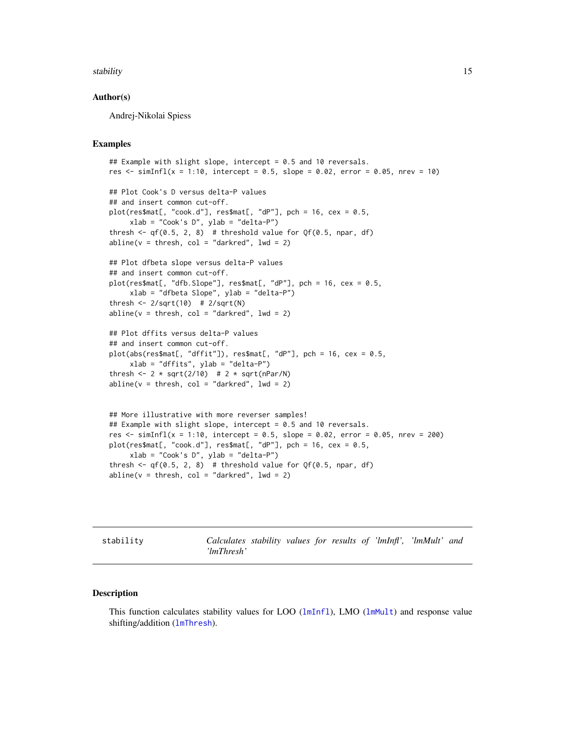### Author(s)

Andrej-Nikolai Spiess

### Examples

```
## Example with slight slope, intercept = 0.5 and 10 reversals.
res <- simInfl(x = 1:10, intercept = 0.5, slope = 0.02, error = 0.05, nrev = 10)

## Plot Cook's D versus delta-P values
## and insert common cut-off.
plot(res$mat[, "cook.d"], res$mat[, "dP"], pch = 16, cex = 0.5,
     xlab = "Cook's D", ylab = "delta-P")
thresh <- qf(0.5, 2, 8)  # threshold value for Qf(0.5, npar, df)
abline(v = thresh, col = "darkred", lwd = 2)

## Plot dfbeta slope versus delta-P values
## and insert common cut-off.
plot(res$mat[, "dfb.Slope"], res$mat[, "dP"], pch = 16, cex = 0.5,
     xlab = "dfbeta Slope", ylab = "delta-P")
thresh <- 2/sqrt(10)  # 2/sqrt(N)
abline(v = thresh, col = "darkred", lwd = 2)

## Plot dffits versus delta-P values
## and insert common cut-off.
plot(abs(res$mat[, "dffit"]), res$mat[, "dP"], pch = 16, cex = 0.5,
     xlab = "dffits", ylab = "delta-P")
thresh <- 2 * sqrt(2/10)  # 2 * sqrt(nPar/N)
abline(v = thresh, col = "darkred", lwd = 2)


## More illustrative with more reverser samples!
## Example with slight slope, intercept = 0.5 and 10 reversals.
res <- simInfl(x = 1:10, intercept = 0.5, slope = 0.02, error = 0.05, nrev = 200)
plot(res$mat[, "cook.d"], res$mat[, "dP"], pch = 16, cex = 0.5,
     xlab = "Cook's D", ylab = "delta-P")
thresh <- qf(0.5, 2, 8)  # threshold value for Qf(0.5, npar, df)
abline(v = thresh, col = "darkred", lwd = 2)
```

---

## stability — *Calculates stability values for results of 'lmInfl', 'lmMult' and 'lmThresh'*

### Description

This function calculates stability values for LOO (lmInfl), LMO (lmMult) and response value shifting/addition (lmThresh).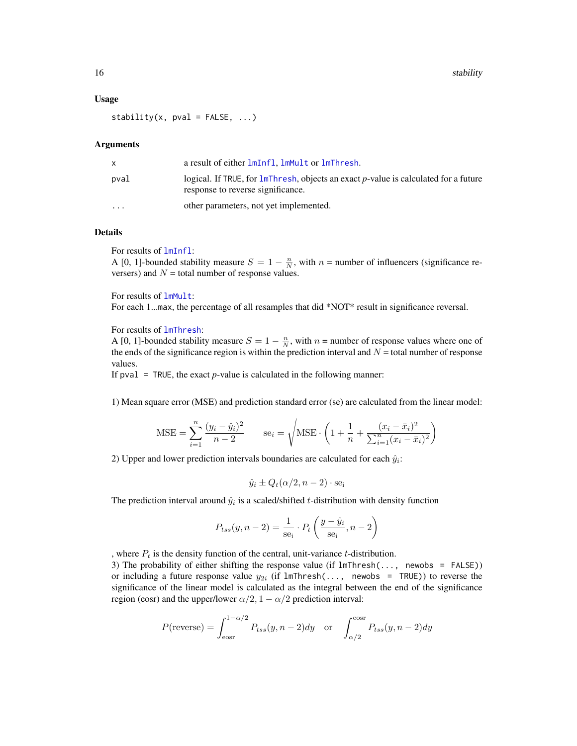### Usage

```
stability(x, pval = FALSE, ...)
```

### Arguments

| | |
|---|---|
| x | a result of either lmInfl, lmMult or lmThresh. |
| pval | logical. If TRUE, for lmThresh, objects an exact *p*-value is calculated for a future response to reverse significance. |
| ... | other parameters, not yet implemented. |

### Details

For results of lmInfl:
A [0, 1]-bounded stability measure $S = 1 - \frac{n}{N}$, with $n$ = number of influencers (significance reversers) and $N$ = total number of response values.

For results of lmMult:
For each 1...max, the percentage of all resamples that did *NOT* result in significance reversal.

For results of lmThresh:
A [0, 1]-bounded stability measure $S = 1 - \frac{n}{N}$, with $n$ = number of response values where one of the ends of the significance region is within the prediction interval and $N$ = total number of response values.
If pval = TRUE, the exact *p*-value is calculated in the following manner:

1) Mean square error (MSE) and prediction standard error (se) are calculated from the linear model:

$$\text{MSE} = \sum_{i=1}^{n} \frac{(y_i - \hat{y}_i)^2}{n-2} \qquad \text{se}_i = \sqrt{\text{MSE} \cdot \left(1 + \frac{1}{n} + \frac{(x_i - \bar{x}_i)^2}{\sum_{i=1}^{n}(x_i - \bar{x}_i)^2}\right)}$$

2) Upper and lower prediction intervals boundaries are calculated for each $\hat{y}_i$:

$$\hat{y}_i \pm Q_t(\alpha/2, n-2) \cdot \text{se}_\text{i}$$

The prediction interval around $\hat{y}_i$ is a scaled/shifted $t$-distribution with density function

$$P_{tss}(y, n-2) = \frac{1}{\text{se}_\text{i}} \cdot P_t\left(\frac{y - \hat{y}_i}{\text{se}_\text{i}}, n-2\right)$$

, where $P_t$ is the density function of the central, unit-variance $t$-distribution.
3) The probability of either shifting the response value (if lmThresh(..., newobs = FALSE)) or including a future response value $y_{2i}$ (if lmThresh(..., newobs = TRUE)) to reverse the significance of the linear model is calculated as the integral between the end of the significance region (eosr) and the upper/lower $\alpha/2, 1 - \alpha/2$ prediction interval:

$$P(\text{reverse}) = \int_{\text{eosr}}^{1-\alpha/2} P_{tss}(y, n-2)dy \quad \text{or} \quad \int_{\alpha/2}^{\text{eosr}} P_{tss}(y, n-2)dy$$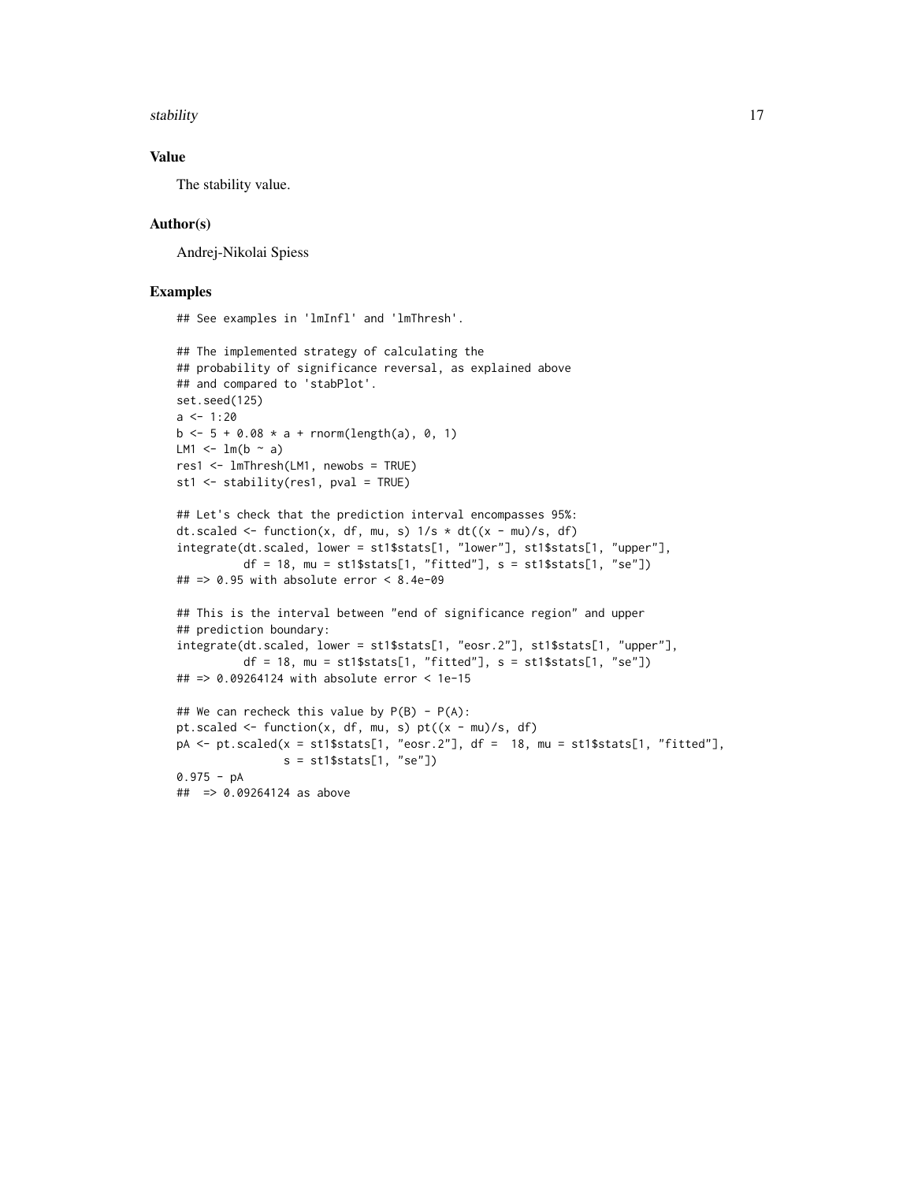## Value

The stability value.

## Author(s)

Andrej-Nikolai Spiess

## Examples

```
## See examples in 'lmInfl' and 'lmThresh'.

## The implemented strategy of calculating the
## probability of significance reversal, as explained above
## and compared to 'stabPlot'.
set.seed(125)
a <- 1:20
b <- 5 + 0.08 * a + rnorm(length(a), 0, 1)
LM1 <- lm(b ~ a)
res1 <- lmThresh(LM1, newobs = TRUE)
st1 <- stability(res1, pval = TRUE)

## Let's check that the prediction interval encompasses 95%:
dt.scaled <- function(x, df, mu, s) 1/s * dt((x - mu)/s, df)
integrate(dt.scaled, lower = st1$stats[1, "lower"], st1$stats[1, "upper"],
          df = 18, mu = st1$stats[1, "fitted"], s = st1$stats[1, "se"])
## => 0.95 with absolute error < 8.4e-09

## This is the interval between "end of significance region" and upper
## prediction boundary:
integrate(dt.scaled, lower = st1$stats[1, "eosr.2"], st1$stats[1, "upper"],
          df = 18, mu = st1$stats[1, "fitted"], s = st1$stats[1, "se"])
## => 0.09264124 with absolute error < 1e-15

## We can recheck this value by P(B) - P(A):
pt.scaled <- function(x, df, mu, s) pt((x - mu)/s, df)
pA <- pt.scaled(x = st1$stats[1, "eosr.2"], df =  18, mu = st1$stats[1, "fitted"],
                s = st1$stats[1, "se"])
0.975 - pA
##  => 0.09264124 as above
```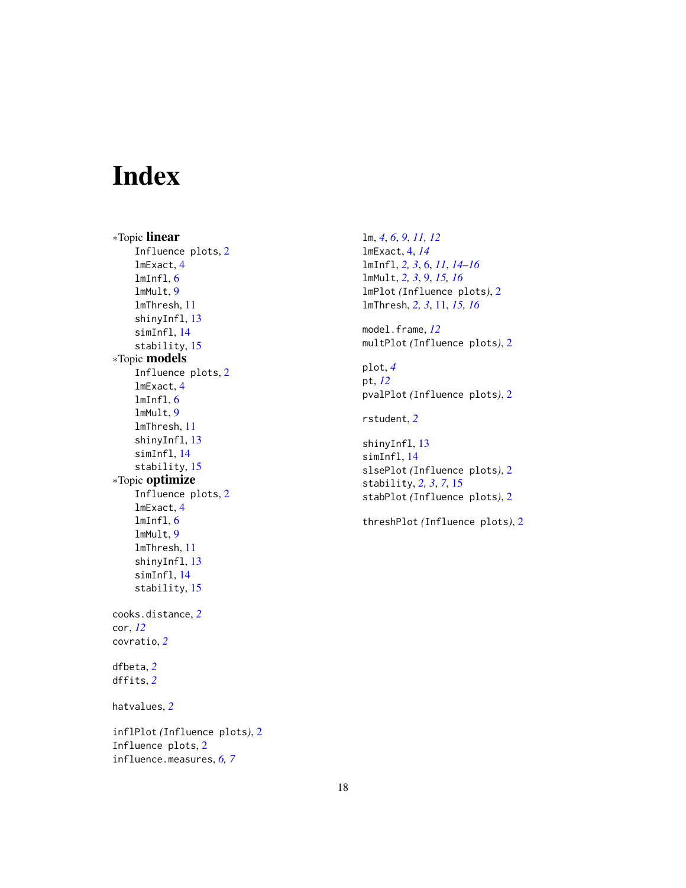# Index

*Topic **linear**
- Influence plots, 2
- lmExact, 4
- lmInfl, 6
- lmMult, 9
- lmThresh, 11
- shinyInfl, 13
- simInfl, 14
- stability, 15

*Topic **models**
- Influence plots, 2
- lmExact, 4
- lmInfl, 6
- lmMult, 9
- lmThresh, 11
- shinyInfl, 13
- simInfl, 14
- stability, 15

*Topic **optimize**
- Influence plots, 2
- lmExact, 4
- lmInfl, 6
- lmMult, 9
- lmThresh, 11
- shinyInfl, 13
- simInfl, 14
- stability, 15

cooks.distance, *2*
cor, *12*
covratio, *2*

dfbeta, *2*
dffits, *2*

hatvalues, *2*

inflPlot *(*Influence plots*)*, 2
Influence plots, 2
influence.measures, *6, 7*

lm, *4*, *6*, *9*, *11, 12*
lmExact, 4, *14*
lmInfl, *2, 3*, 6, *11*, *14–16*
lmMult, *2, 3*, 9, *15, 16*
lmPlot *(*Influence plots*)*, 2
lmThresh, *2, 3*, 11, *15, 16*

model.frame, *12*
multPlot *(*Influence plots*)*, 2

plot, *4*
pt, *12*
pvalPlot *(*Influence plots*)*, 2

rstudent, *2*

shinyInfl, 13
simInfl, 14
slsePlot *(*Influence plots*)*, 2
stability, *2, 3*, *7*, 15
stabPlot *(*Influence plots*)*, 2

threshPlot *(*Influence plots*)*, 2